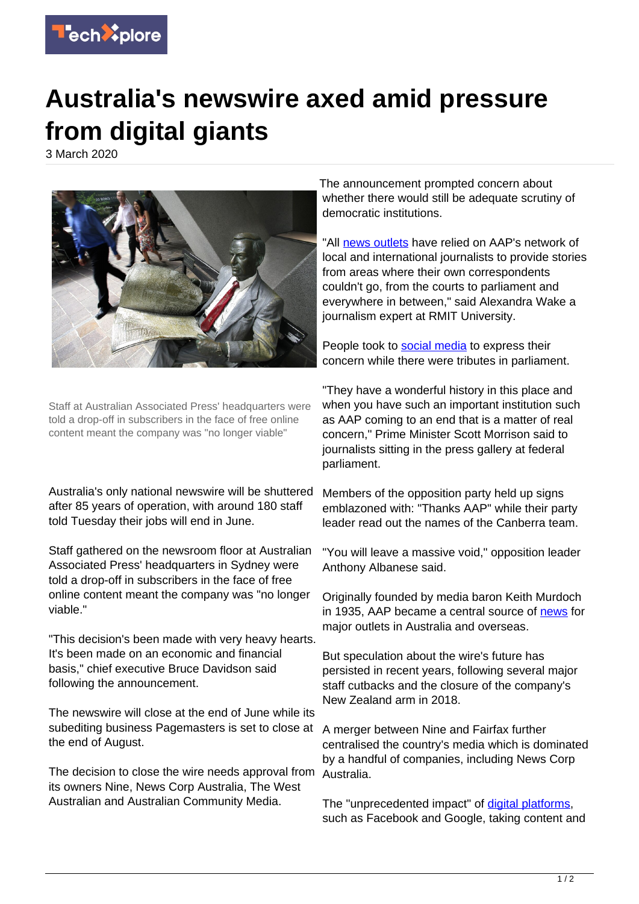# Australia's newswire axed amid pressure from digital giants

3 March 2020

Staff at Australian Associated Press' headquarters were told a drop-off in subscribers in the face of free online content meant the company was "no longer viable"

Australia's only national newswire will be shuttered after 85 years of operation, with around 180 staff told Tuesday their jobs will end in June.

Staff gathered on the newsroom floor at Australian Associated Press' headquarters in Sydney were told a drop-off in subscribers in the face of free online content meant the company was "no longer viable."

"This decision's been made with very heavy hearts. It's been made on an economic and financial basis," chief executive Bruce Davidson said following the announcement.

The newswire will close at the end of June while its subediting business Pagemasters is set to close at the end of August.

The decision to close the wire needs approval from its owners Nine, News Corp Australia, The West Australian and Australian Community Media.

The announcement prompted concern about whether there would still be adequate scrutiny of democratic institutions.

"All news outlets have relied on AAP's network of local and international journalists to provide stories from areas where their own correspondents couldn't go, from the courts to parliament and everywhere in between," said Alexandra Wake a journalism expert at RMIT University.

People took to social media to express their concern while there were tributes in parliament.

"They have a wonderful history in this place and when you have such an important institution such as AAP coming to an end that is a matter of real concern," Prime Minister Scott Morrison said to journalists sitting in the press gallery at federal parliament.

Members of the opposition party held up signs emblazoned with: "Thanks AAP" while their party leader read out the names of the Canberra team.

"You will leave a massive void," opposition leader Anthony Albanese said.

Originally founded by media baron Keith Murdoch in 1935, AAP became a central source of news for major outlets in Australia and overseas.

But speculation about the wire's future has persisted in recent years, following several major staff cutbacks and the closure of the company's New Zealand arm in 2018.

A merger between Nine and Fairfax further centralised the country's media which is dominated by a handful of companies, including News Corp Australia.

The "unprecedented impact" of digital platforms, such as Facebook and Google, taking content and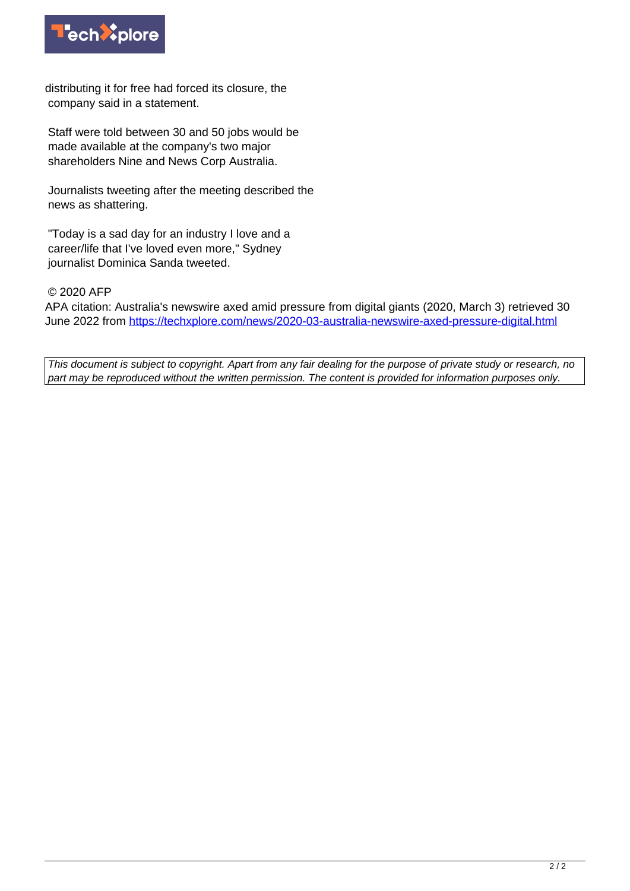distributing it for free had forced its closure, the company said in a statement.

Staff were told between 30 and 50 jobs would be made available at the company's two major shareholders Nine and News Corp Australia.

Journalists tweeting after the meeting described the news as shattering.

"Today is a sad day for an industry I love and a career/life that I've loved even more," Sydney journalist Dominica Sanda tweeted.

© 2020 AFP

APA citation: Australia's newswire axed amid pressure from digital giants (2020, March 3) retrieved 30 June 2022 from https://techxplore.com/news/2020-03-australia-newswire-axed-pressure-digital.html

*This document is subject to copyright. Apart from any fair dealing for the purpose of private study or research, no part may be reproduced without the written permission. The content is provided for information purposes only.*